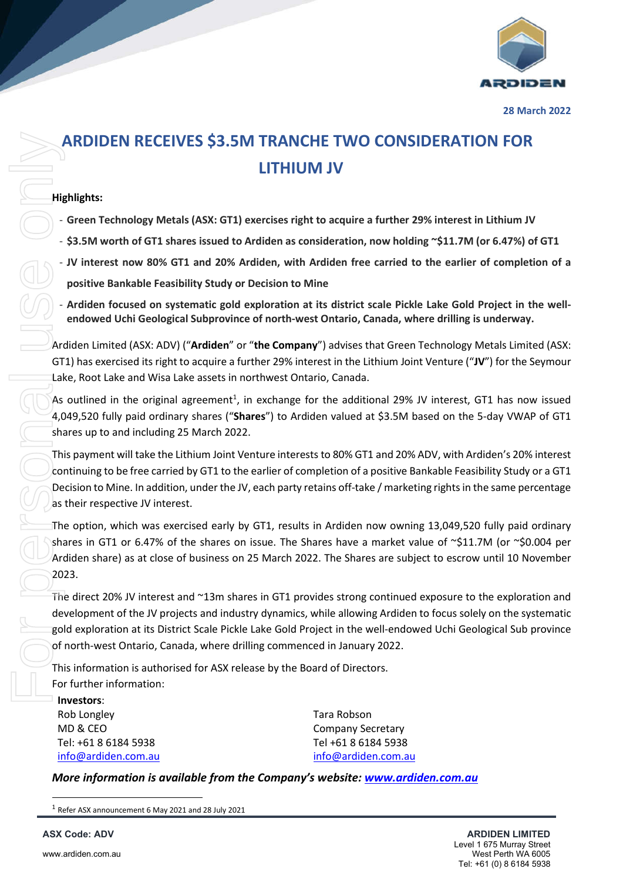28 March 2022

# ARDIDEN RECEIVES $3.5M TRANCHE TWO CONSIDERATION FOR LITHIUM JV

**Highlights:**

- **Green Technology Metals (ASX: GT1) exercises right to acquire a further 29% interest in Lithium JV**
- **$3.5M worth of GT1 shares issued to Ardiden as consideration, now holding ~$11.7M (or 6.47%) of GT1**
- **JV interest now 80% GT1 and 20% Ardiden, with Ardiden free carried to the earlier of completion of a positive Bankable Feasibility Study or Decision to Mine**
- **Ardiden focused on systematic gold exploration at its district scale Pickle Lake Gold Project in the well-endowed Uchi Geological Subprovince of north-west Ontario, Canada, where drilling is underway.**

Ardiden Limited (ASX: ADV) ("**Ardiden**" or "**the Company**") advises that Green Technology Metals Limited (ASX: GT1) has exercised its right to acquire a further 29% interest in the Lithium Joint Venture ("**JV**") for the Seymour Lake, Root Lake and Wisa Lake assets in northwest Ontario, Canada.

As outlined in the original agreement[1], in exchange for the additional 29% JV interest, GT1 has now issued 4,049,520 fully paid ordinary shares ("**Shares**") to Ardiden valued at $3.5M based on the 5-day VWAP of GT1 shares up to and including 25 March 2022.

This payment will take the Lithium Joint Venture interests to 80% GT1 and 20% ADV, with Ardiden's 20% interest continuing to be free carried by GT1 to the earlier of completion of a positive Bankable Feasibility Study or a GT1 Decision to Mine. In addition, under the JV, each party retains off-take / marketing rights in the same percentage as their respective JV interest.

The option, which was exercised early by GT1, results in Ardiden now owning 13,049,520 fully paid ordinary shares in GT1 or 6.47% of the shares on issue. The Shares have a market value of ~$11.7M (or ~$0.004 per Ardiden share) as at close of business on 25 March 2022. The Shares are subject to escrow until 10 November 2023.

The direct 20% JV interest and ~13m shares in GT1 provides strong continued exposure to the exploration and development of the JV projects and industry dynamics, while allowing Ardiden to focus solely on the systematic gold exploration at its District Scale Pickle Lake Gold Project in the well-endowed Uchi Geological Sub province of north-west Ontario, Canada, where drilling commenced in January 2022.

This information is authorised for ASX release by the Board of Directors.

For further information:

**Investors**:

Rob Longley
MD & CEO
Tel: +61 8 6184 5938
info@ardiden.com.au

Tara Robson
Company Secretary
Tel +61 8 6184 5938
info@ardiden.com.au

***More information is available from the Company's website: www.ardiden.com.au***

[1] Refer ASX announcement 6 May 2021 and 28 July 2021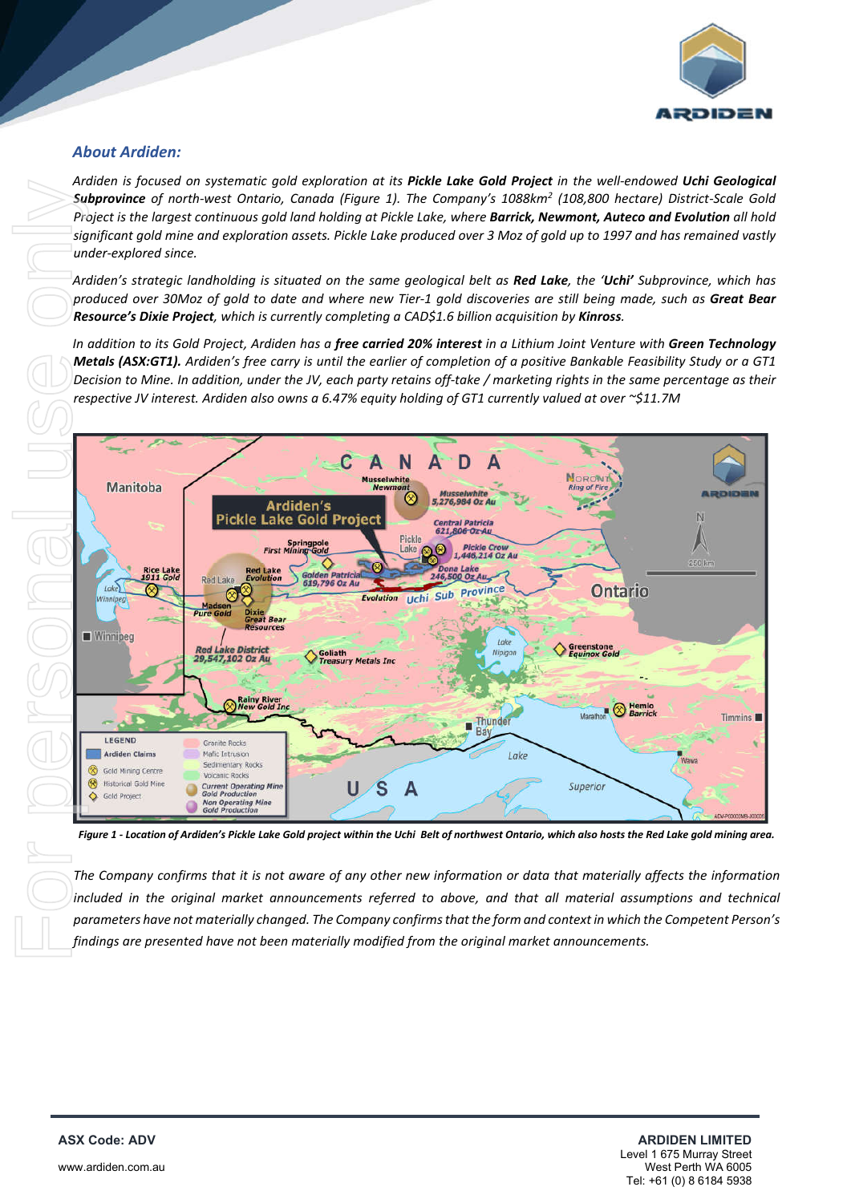## *About Ardiden:*

*Ardiden is focused on systematic gold exploration at its **Pickle Lake Gold Project** in the well-endowed **Uchi Geological Subprovince** of north-west Ontario, Canada (Figure 1). The Company's 1088km² (108,800 hectare) District-Scale Gold Project is the largest continuous gold land holding at Pickle Lake, where **Barrick, Newmont, Auteco and Evolution** all hold significant gold mine and exploration assets. Pickle Lake produced over 3 Moz of gold up to 1997 and has remained vastly under-explored since.*

*Ardiden's strategic landholding is situated on the same geological belt as **Red Lake**, the 'Uchi' Subprovince, which has produced over 30Moz of gold to date and where new Tier-1 gold discoveries are still being made, such as **Great Bear Resource's Dixie Project**, which is currently completing a CAD$1.6 billion acquisition by **Kinross**.*

*In addition to its Gold Project, Ardiden has a **free carried 20% interest** in a Lithium Joint Venture with **Green Technology Metals (ASX:GT1).** Ardiden's free carry is until the earlier of completion of a positive Bankable Feasibility Study or a GT1 Decision to Mine. In addition, under the JV, each party retains off-take / marketing rights in the same percentage as their respective JV interest. Ardiden also owns a 6.47% equity holding of GT1 currently valued at over ~$11.7M*

***Figure 1 - Location of Ardiden's Pickle Lake Gold project within the Uchi Belt of northwest Ontario, which also hosts the Red Lake gold mining area.***

*The Company confirms that it is not aware of any other new information or data that materially affects the information included in the original market announcements referred to above, and that all material assumptions and technical parameters have not materially changed. The Company confirms that the form and context in which the Competent Person's findings are presented have not been materially modified from the original market announcements.*